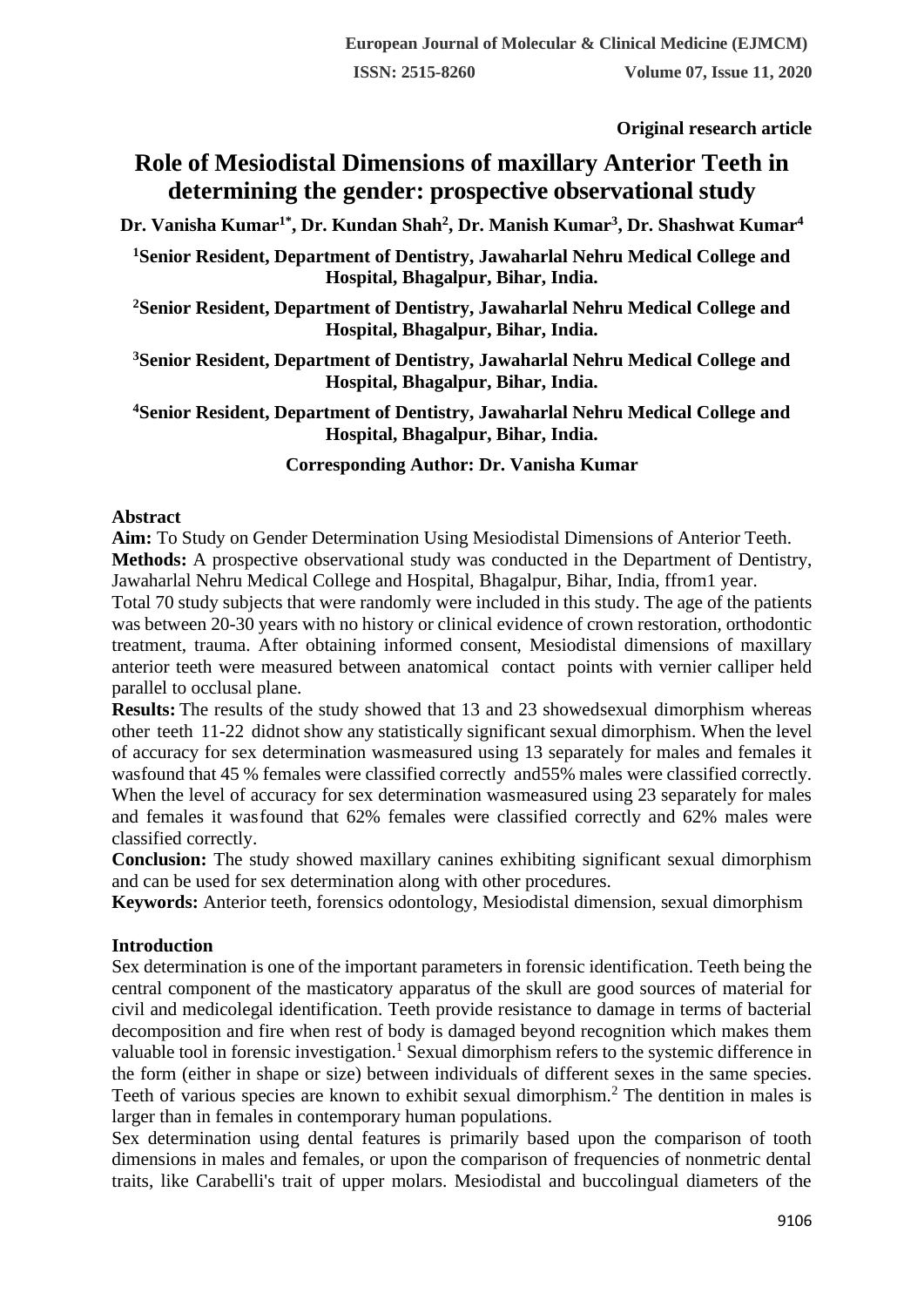**Original research article**

# Role of Mesiodistal Dimensions of maxillary Anterior Teeth in determining the gender: prospective observational study

**Dr. Vanisha Kumar[1*], Dr. Kundan Shah[2], Dr. Manish Kumar[3], Dr. Shashwat Kumar[4]**

**[1]Senior Resident, Department of Dentistry, Jawaharlal Nehru Medical College and Hospital, Bhagalpur, Bihar, India.**

**[2]Senior Resident, Department of Dentistry, Jawaharlal Nehru Medical College and Hospital, Bhagalpur, Bihar, India.**

**[3]Senior Resident, Department of Dentistry, Jawaharlal Nehru Medical College and Hospital, Bhagalpur, Bihar, India.**

**[4]Senior Resident, Department of Dentistry, Jawaharlal Nehru Medical College and Hospital, Bhagalpur, Bihar, India.**

**Corresponding Author: Dr. Vanisha Kumar**

## Abstract

**Aim:** To Study on Gender Determination Using Mesiodistal Dimensions of Anterior Teeth.

**Methods:** A prospective observational study was conducted in the Department of Dentistry, Jawaharlal Nehru Medical College and Hospital, Bhagalpur, Bihar, India, ffrom1 year.

Total 70 study subjects that were randomly were included in this study. The age of the patients was between 20-30 years with no history or clinical evidence of crown restoration, orthodontic treatment, trauma. After obtaining informed consent, Mesiodistal dimensions of maxillary anterior teeth were measured between anatomical contact points with vernier calliper held parallel to occlusal plane.

**Results:** The results of the study showed that 13 and 23 showedsexual dimorphism whereas other teeth 11-22 didnot show any statistically significant sexual dimorphism. When the level of accuracy for sex determination wasmeasured using 13 separately for males and females it wasfound that 45 % females were classified correctly and55% males were classified correctly. When the level of accuracy for sex determination wasmeasured using 23 separately for males and females it wasfound that 62% females were classified correctly and 62% males were classified correctly.

**Conclusion:** The study showed maxillary canines exhibiting significant sexual dimorphism and can be used for sex determination along with other procedures.

**Keywords:** Anterior teeth, forensics odontology, Mesiodistal dimension, sexual dimorphism

## Introduction

Sex determination is one of the important parameters in forensic identification. Teeth being the central component of the masticatory apparatus of the skull are good sources of material for civil and medicolegal identification. Teeth provide resistance to damage in terms of bacterial decomposition and fire when rest of body is damaged beyond recognition which makes them valuable tool in forensic investigation.[1] Sexual dimorphism refers to the systemic difference in the form (either in shape or size) between individuals of different sexes in the same species. Teeth of various species are known to exhibit sexual dimorphism.[2] The dentition in males is larger than in females in contemporary human populations.

Sex determination using dental features is primarily based upon the comparison of tooth dimensions in males and females, or upon the comparison of frequencies of nonmetric dental traits, like Carabelli's trait of upper molars. Mesiodistal and buccolingual diameters of the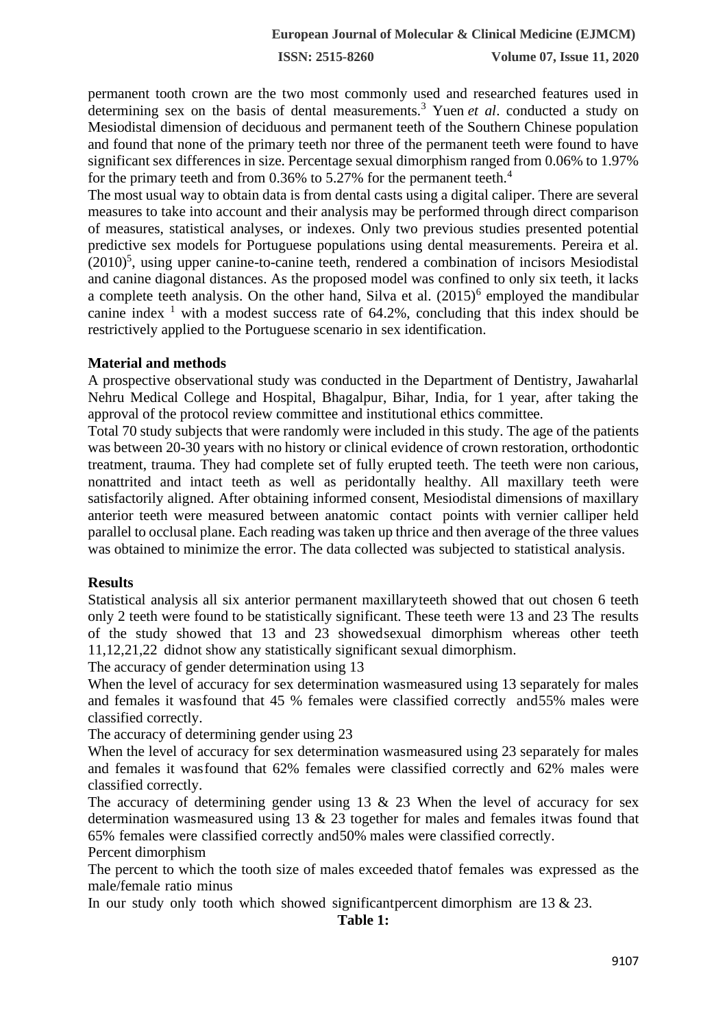permanent tooth crown are the two most commonly used and researched features used in determining sex on the basis of dental measurements.[3] Yuen *et al*. conducted a study on Mesiodistal dimension of deciduous and permanent teeth of the Southern Chinese population and found that none of the primary teeth nor three of the permanent teeth were found to have significant sex differences in size. Percentage sexual dimorphism ranged from 0.06% to 1.97% for the primary teeth and from 0.36% to 5.27% for the permanent teeth.[4]

The most usual way to obtain data is from dental casts using a digital caliper. There are several measures to take into account and their analysis may be performed through direct comparison of measures, statistical analyses, or indexes. Only two previous studies presented potential predictive sex models for Portuguese populations using dental measurements. Pereira et al. (2010)[5], using upper canine-to-canine teeth, rendered a combination of incisors Mesiodistal and canine diagonal distances. As the proposed model was confined to only six teeth, it lacks a complete teeth analysis. On the other hand, Silva et al. (2015)[6] employed the mandibular canine index [1] with a modest success rate of 64.2%, concluding that this index should be restrictively applied to the Portuguese scenario in sex identification.

## Material and methods

A prospective observational study was conducted in the Department of Dentistry, Jawaharlal Nehru Medical College and Hospital, Bhagalpur, Bihar, India, for 1 year, after taking the approval of the protocol review committee and institutional ethics committee.

Total 70 study subjects that were randomly were included in this study. The age of the patients was between 20-30 years with no history or clinical evidence of crown restoration, orthodontic treatment, trauma. They had complete set of fully erupted teeth. The teeth were non carious, nonattrited and intact teeth as well as peridontally healthy. All maxillary teeth were satisfactorily aligned. After obtaining informed consent, Mesiodistal dimensions of maxillary anterior teeth were measured between anatomic contact points with vernier calliper held parallel to occlusal plane. Each reading was taken up thrice and then average of the three values was obtained to minimize the error. The data collected was subjected to statistical analysis.

## Results

Statistical analysis all six anterior permanent maxillaryteeth showed that out chosen 6 teeth only 2 teeth were found to be statistically significant. These teeth were 13 and 23 The results of the study showed that 13 and 23 showedsexual dimorphism whereas other teeth 11,12,21,22 didnot show any statistically significant sexual dimorphism.

The accuracy of gender determination using 13

When the level of accuracy for sex determination wasmeasured using 13 separately for males and females it wasfound that 45 % females were classified correctly and55% males were classified correctly.

The accuracy of determining gender using 23

When the level of accuracy for sex determination wasmeasured using 23 separately for males and females it wasfound that 62% females were classified correctly and 62% males were classified correctly.

The accuracy of determining gender using 13 & 23 When the level of accuracy for sex determination wasmeasured using 13 & 23 together for males and females itwas found that 65% females were classified correctly and50% males were classified correctly.

Percent dimorphism

The percent to which the tooth size of males exceeded thatof females was expressed as the male/female ratio minus

In our study only tooth which showed significantpercent dimorphism are 13 & 23.

**Table 1:**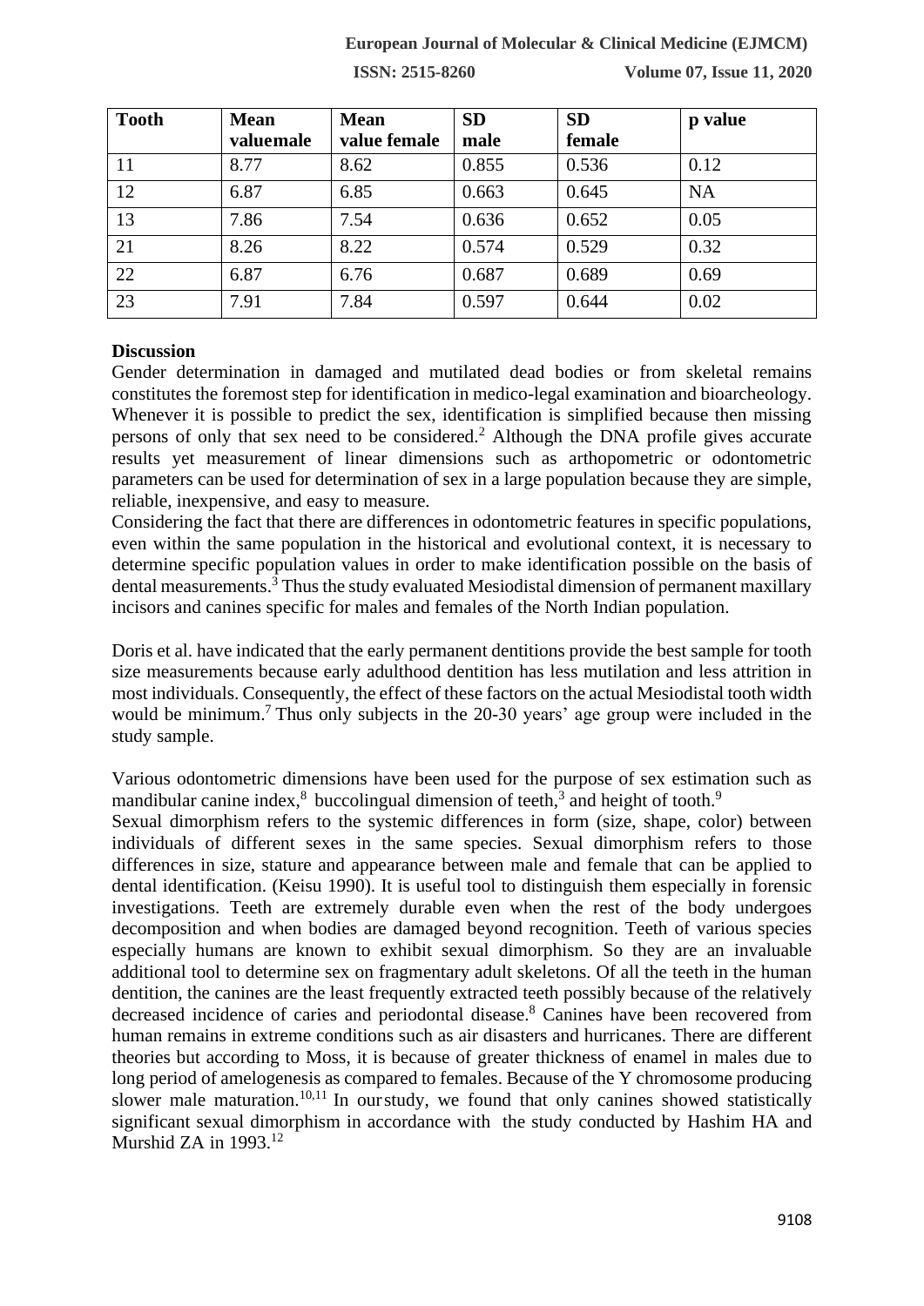| Tooth | Mean valuemale | Mean value female | SD male | SD female | p value |
|---|---|---|---|---|---|
| 11 | 8.77 | 8.62 | 0.855 | 0.536 | 0.12 |
| 12 | 6.87 | 6.85 | 0.663 | 0.645 | NA |
| 13 | 7.86 | 7.54 | 0.636 | 0.652 | 0.05 |
| 21 | 8.26 | 8.22 | 0.574 | 0.529 | 0.32 |
| 22 | 6.87 | 6.76 | 0.687 | 0.689 | 0.69 |
| 23 | 7.91 | 7.84 | 0.597 | 0.644 | 0.02 |

**Discussion**

Gender determination in damaged and mutilated dead bodies or from skeletal remains constitutes the foremost step for identification in medico-legal examination and bioarcheology. Whenever it is possible to predict the sex, identification is simplified because then missing persons of only that sex need to be considered.[2] Although the DNA profile gives accurate results yet measurement of linear dimensions such as arthopometric or odontometric parameters can be used for determination of sex in a large population because they are simple, reliable, inexpensive, and easy to measure.

Considering the fact that there are differences in odontometric features in specific populations, even within the same population in the historical and evolutional context, it is necessary to determine specific population values in order to make identification possible on the basis of dental measurements.[3] Thus the study evaluated Mesiodistal dimension of permanent maxillary incisors and canines specific for males and females of the North Indian population.

Doris et al. have indicated that the early permanent dentitions provide the best sample for tooth size measurements because early adulthood dentition has less mutilation and less attrition in most individuals. Consequently, the effect of these factors on the actual Mesiodistal tooth width would be minimum.[7] Thus only subjects in the 20-30 years' age group were included in the study sample.

Various odontometric dimensions have been used for the purpose of sex estimation such as mandibular canine index,[8] buccolingual dimension of teeth,[3] and height of tooth.[9]

Sexual dimorphism refers to the systemic differences in form (size, shape, color) between individuals of different sexes in the same species. Sexual dimorphism refers to those differences in size, stature and appearance between male and female that can be applied to dental identification. (Keisu 1990). It is useful tool to distinguish them especially in forensic investigations. Teeth are extremely durable even when the rest of the body undergoes decomposition and when bodies are damaged beyond recognition. Teeth of various species especially humans are known to exhibit sexual dimorphism. So they are an invaluable additional tool to determine sex on fragmentary adult skeletons. Of all the teeth in the human dentition, the canines are the least frequently extracted teeth possibly because of the relatively decreased incidence of caries and periodontal disease.[8] Canines have been recovered from human remains in extreme conditions such as air disasters and hurricanes. There are different theories but according to Moss, it is because of greater thickness of enamel in males due to long period of amelogenesis as compared to females. Because of the Y chromosome producing slower male maturation.[10,11] In ourstudy, we found that only canines showed statistically significant sexual dimorphism in accordance with the study conducted by Hashim HA and Murshid ZA in 1993.[12]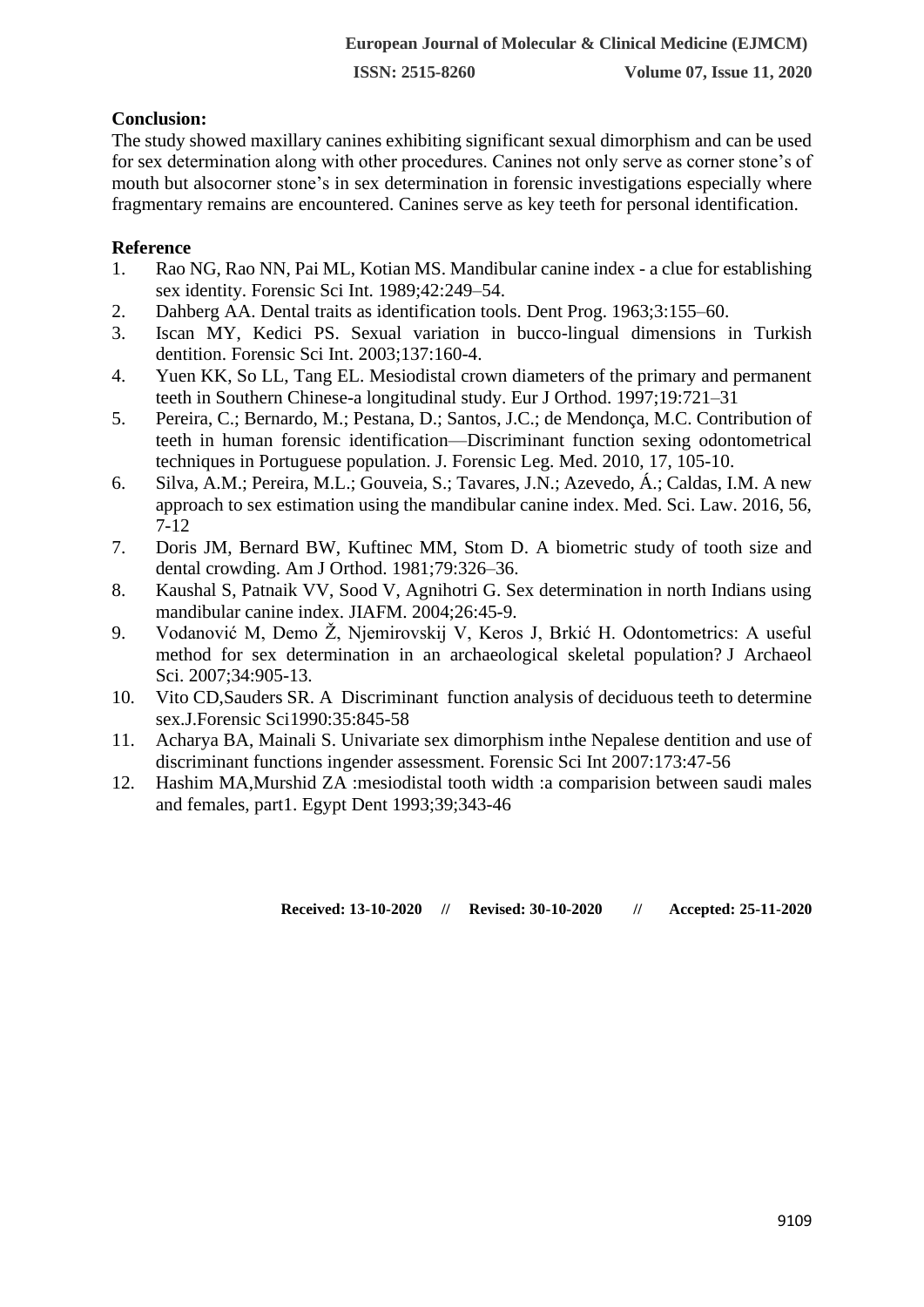**Conclusion:**

The study showed maxillary canines exhibiting significant sexual dimorphism and can be used for sex determination along with other procedures. Canines not only serve as corner stone's of mouth but alsocorner stone's in sex determination in forensic investigations especially where fragmentary remains are encountered. Canines serve as key teeth for personal identification.

**Reference**

1. Rao NG, Rao NN, Pai ML, Kotian MS. Mandibular canine index - a clue for establishing sex identity. Forensic Sci Int. 1989;42:249–54.
2. Dahberg AA. Dental traits as identification tools. Dent Prog. 1963;3:155–60.
3. Iscan MY, Kedici PS. Sexual variation in bucco-lingual dimensions in Turkish dentition. Forensic Sci Int. 2003;137:160-4.
4. Yuen KK, So LL, Tang EL. Mesiodistal crown diameters of the primary and permanent teeth in Southern Chinese-a longitudinal study. Eur J Orthod. 1997;19:721–31
5. Pereira, C.; Bernardo, M.; Pestana, D.; Santos, J.C.; de Mendonça, M.C. Contribution of teeth in human forensic identification—Discriminant function sexing odontometrical techniques in Portuguese population. J. Forensic Leg. Med. 2010, 17, 105-10.
6. Silva, A.M.; Pereira, M.L.; Gouveia, S.; Tavares, J.N.; Azevedo, Á.; Caldas, I.M. A new approach to sex estimation using the mandibular canine index. Med. Sci. Law. 2016, 56, 7-12
7. Doris JM, Bernard BW, Kuftinec MM, Stom D. A biometric study of tooth size and dental crowding. Am J Orthod. 1981;79:326–36.
8. Kaushal S, Patnaik VV, Sood V, Agnihotri G. Sex determination in north Indians using mandibular canine index. JIAFM. 2004;26:45-9.
9. Vodanović M, Demo Ž, Njemirovskij V, Keros J, Brkić H. Odontometrics: A useful method for sex determination in an archaeological skeletal population? J Archaeol Sci. 2007;34:905-13.
10. Vito CD,Sauders SR. A Discriminant function analysis of deciduous teeth to determine sex.J.Forensic Sci1990:35:845-58
11. Acharya BA, Mainali S. Univariate sex dimorphism inthe Nepalese dentition and use of discriminant functions ingender assessment. Forensic Sci Int 2007:173:47-56
12. Hashim MA,Murshid ZA :mesiodistal tooth width :a comparision between saudi males and females, part1. Egypt Dent 1993;39;343-46

**Received: 13-10-2020 // Revised: 30-10-2020 // Accepted: 25-11-2020**